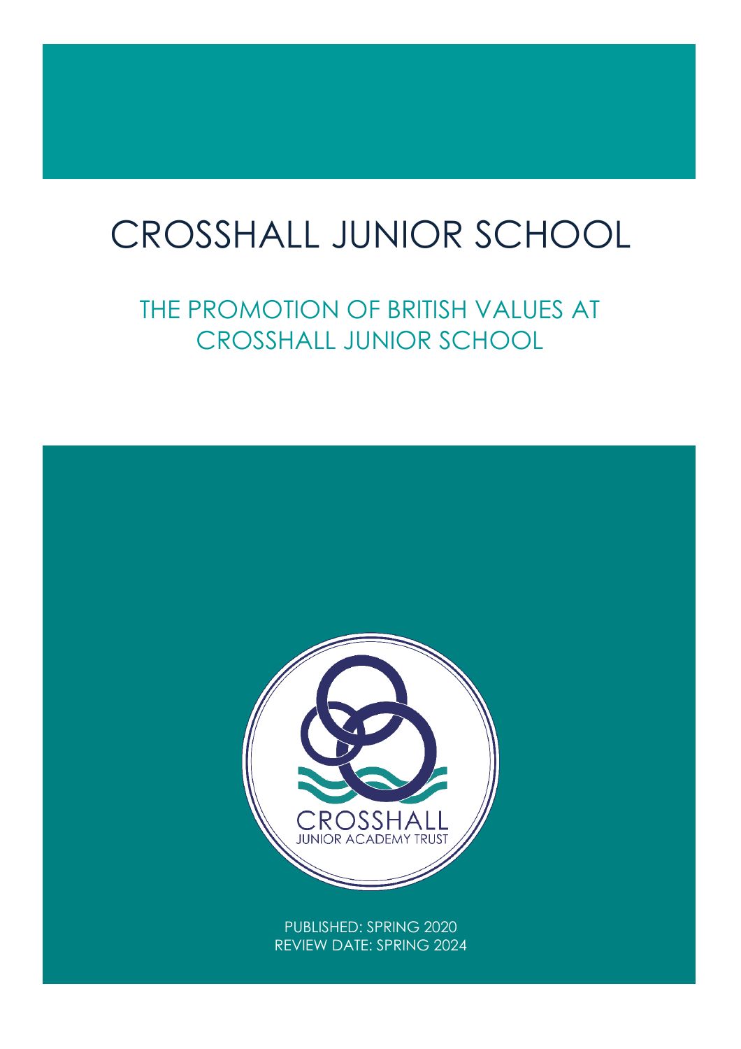# CROSSHALL JUNIOR SCHOOL

## THE PROMOTION OF BRITISH VALUES AT CROSSHALL JUNIOR SCHOOL

CROSSHALL JUNIOR ACADEMY TRUST

PUBLISHED: SPRING 2020
REVIEW DATE: SPRING 2024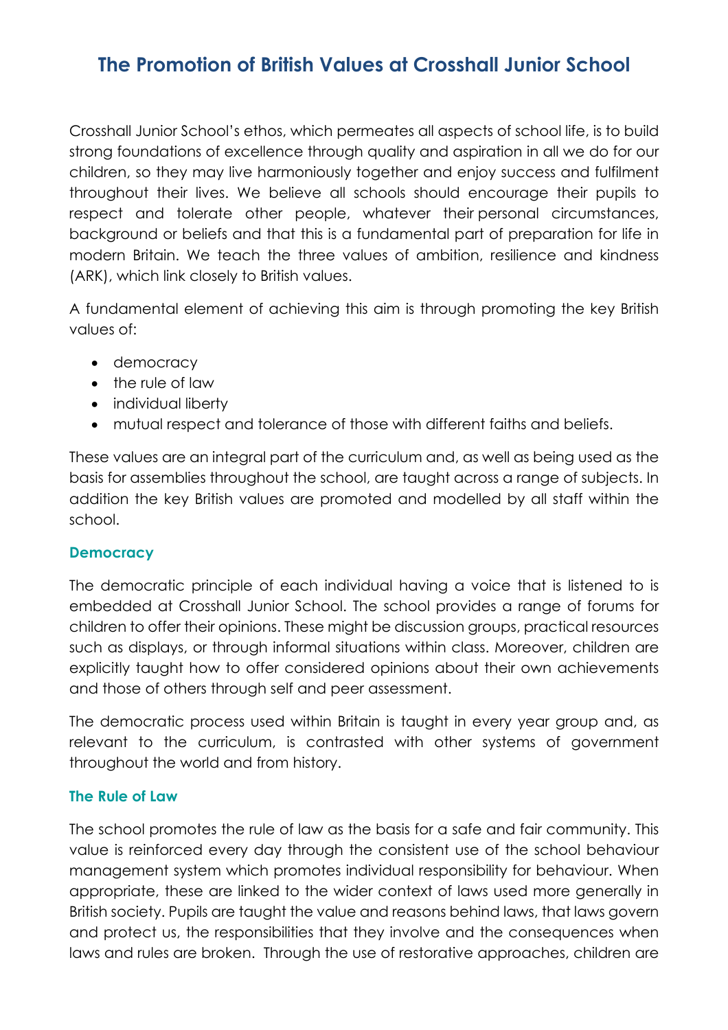# The Promotion of British Values at Crosshall Junior School

Crosshall Junior School's ethos, which permeates all aspects of school life, is to build strong foundations of excellence through quality and aspiration in all we do for our children, so they may live harmoniously together and enjoy success and fulfilment throughout their lives. We believe all schools should encourage their pupils to respect and tolerate other people, whatever their personal circumstances, background or beliefs and that this is a fundamental part of preparation for life in modern Britain. We teach the three values of ambition, resilience and kindness (ARK), which link closely to British values.

A fundamental element of achieving this aim is through promoting the key British values of:

- democracy
- the rule of law
- individual liberty
- mutual respect and tolerance of those with different faiths and beliefs.

These values are an integral part of the curriculum and, as well as being used as the basis for assemblies throughout the school, are taught across a range of subjects. In addition the key British values are promoted and modelled by all staff within the school.

### Democracy

The democratic principle of each individual having a voice that is listened to is embedded at Crosshall Junior School. The school provides a range of forums for children to offer their opinions. These might be discussion groups, practical resources such as displays, or through informal situations within class. Moreover, children are explicitly taught how to offer considered opinions about their own achievements and those of others through self and peer assessment.

The democratic process used within Britain is taught in every year group and, as relevant to the curriculum, is contrasted with other systems of government throughout the world and from history.

### The Rule of Law

The school promotes the rule of law as the basis for a safe and fair community. This value is reinforced every day through the consistent use of the school behaviour management system which promotes individual responsibility for behaviour. When appropriate, these are linked to the wider context of laws used more generally in British society. Pupils are taught the value and reasons behind laws, that laws govern and protect us, the responsibilities that they involve and the consequences when laws and rules are broken. Through the use of restorative approaches, children are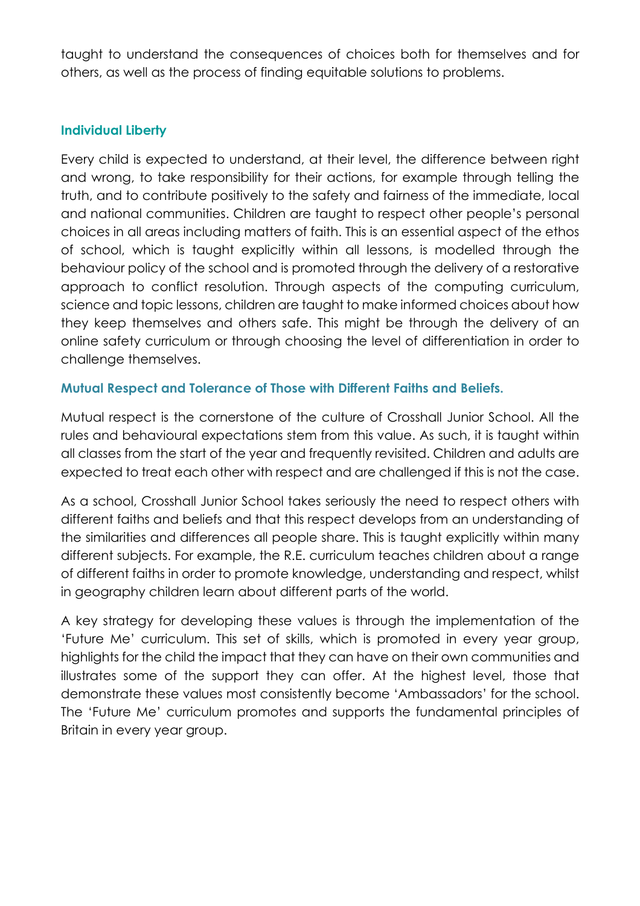taught to understand the consequences of choices both for themselves and for others, as well as the process of finding equitable solutions to problems.

### Individual Liberty

Every child is expected to understand, at their level, the difference between right and wrong, to take responsibility for their actions, for example through telling the truth, and to contribute positively to the safety and fairness of the immediate, local and national communities. Children are taught to respect other people's personal choices in all areas including matters of faith. This is an essential aspect of the ethos of school, which is taught explicitly within all lessons, is modelled through the behaviour policy of the school and is promoted through the delivery of a restorative approach to conflict resolution. Through aspects of the computing curriculum, science and topic lessons, children are taught to make informed choices about how they keep themselves and others safe. This might be through the delivery of an online safety curriculum or through choosing the level of differentiation in order to challenge themselves.

### Mutual Respect and Tolerance of Those with Different Faiths and Beliefs.

Mutual respect is the cornerstone of the culture of Crosshall Junior School. All the rules and behavioural expectations stem from this value. As such, it is taught within all classes from the start of the year and frequently revisited. Children and adults are expected to treat each other with respect and are challenged if this is not the case.

As a school, Crosshall Junior School takes seriously the need to respect others with different faiths and beliefs and that this respect develops from an understanding of the similarities and differences all people share. This is taught explicitly within many different subjects. For example, the R.E. curriculum teaches children about a range of different faiths in order to promote knowledge, understanding and respect, whilst in geography children learn about different parts of the world.

A key strategy for developing these values is through the implementation of the 'Future Me' curriculum. This set of skills, which is promoted in every year group, highlights for the child the impact that they can have on their own communities and illustrates some of the support they can offer. At the highest level, those that demonstrate these values most consistently become 'Ambassadors' for the school. The 'Future Me' curriculum promotes and supports the fundamental principles of Britain in every year group.